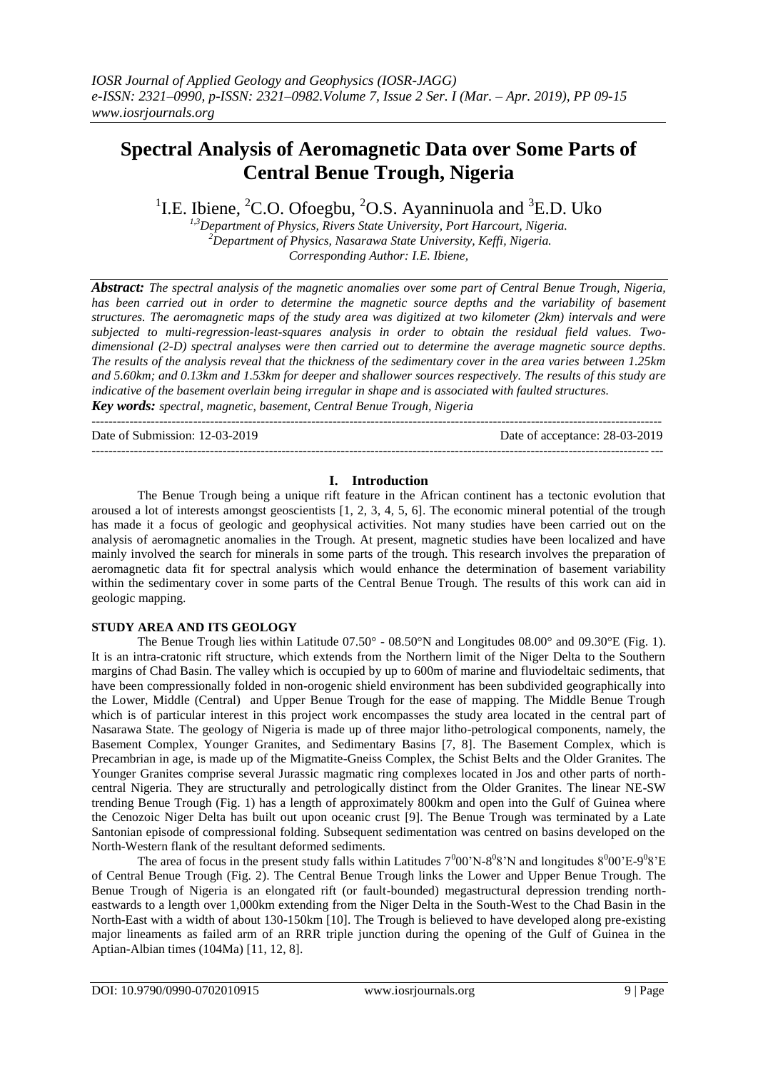# Spectral Analysis of Aeromagnetic Data over Some Parts of Central Benue Trough, Nigeria

[1]I.E. Ibiene, [2]C.O. Ofoegbu, [2]O.S. Ayanninuola and [3]E.D. Uko

[1,3]Department of Physics, Rivers State University, Port Harcourt, Nigeria.
[2]Department of Physics, Nasarawa State University, Keffi, Nigeria.
Corresponding Author: I.E. Ibiene,

***Abstract:*** *The spectral analysis of the magnetic anomalies over some part of Central Benue Trough, Nigeria, has been carried out in order to determine the magnetic source depths and the variability of basement structures. The aeromagnetic maps of the study area was digitized at two kilometer (2km) intervals and were subjected to multi-regression-least-squares analysis in order to obtain the residual field values. Two-dimensional (2-D) spectral analyses were then carried out to determine the average magnetic source depths. The results of the analysis reveal that the thickness of the sedimentary cover in the area varies between 1.25km and 5.60km; and 0.13km and 1.53km for deeper and shallower sources respectively. The results of this study are indicative of the basement overlain being irregular in shape and is associated with faulted structures.*

***Key words:*** *spectral, magnetic, basement, Central Benue Trough, Nigeria*

Date of Submission: 12-03-2019 Date of acceptance: 28-03-2019

## I. Introduction

The Benue Trough being a unique rift feature in the African continent has a tectonic evolution that aroused a lot of interests amongst geoscientists [1, 2, 3, 4, 5, 6]. The economic mineral potential of the trough has made it a focus of geologic and geophysical activities. Not many studies have been carried out on the analysis of aeromagnetic anomalies in the Trough. At present, magnetic studies have been localized and have mainly involved the search for minerals in some parts of the trough. This research involves the preparation of aeromagnetic data fit for spectral analysis which would enhance the determination of basement variability within the sedimentary cover in some parts of the Central Benue Trough. The results of this work can aid in geologic mapping.

### STUDY AREA AND ITS GEOLOGY

The Benue Trough lies within Latitude 07.50° - 08.50°N and Longitudes 08.00° and 09.30°E (Fig. 1). It is an intra-cratonic rift structure, which extends from the Northern limit of the Niger Delta to the Southern margins of Chad Basin. The valley which is occupied by up to 600m of marine and fluviodeltaic sediments, that have been compressionally folded in non-orogenic shield environment has been subdivided geographically into the Lower, Middle (Central) and Upper Benue Trough for the ease of mapping. The Middle Benue Trough which is of particular interest in this project work encompasses the study area located in the central part of Nasarawa State. The geology of Nigeria is made up of three major litho-petrological components, namely, the Basement Complex, Younger Granites, and Sedimentary Basins [7, 8]. The Basement Complex, which is Precambrian in age, is made up of the Migmatite-Gneiss Complex, the Schist Belts and the Older Granites. The Younger Granites comprise several Jurassic magmatic ring complexes located in Jos and other parts of north-central Nigeria. They are structurally and petrologically distinct from the Older Granites. The linear NE-SW trending Benue Trough (Fig. 1) has a length of approximately 800km and open into the Gulf of Guinea where the Cenozoic Niger Delta has built out upon oceanic crust [9]. The Benue Trough was terminated by a Late Santonian episode of compressional folding. Subsequent sedimentation was centred on basins developed on the North-Western flank of the resultant deformed sediments.

The area of focus in the present study falls within Latitudes $7^0$00'N-$8^0$8'N and longitudes $8^0$00'E-$9^0$8'E of Central Benue Trough (Fig. 2). The Central Benue Trough links the Lower and Upper Benue Trough. The Benue Trough of Nigeria is an elongated rift (or fault-bounded) megastructural depression trending north-eastwards to a length over 1,000km extending from the Niger Delta in the South-West to the Chad Basin in the North-East with a width of about 130-150km [10]. The Trough is believed to have developed along pre-existing major lineaments as failed arm of an RRR triple junction during the opening of the Gulf of Guinea in the Aptian-Albian times (104Ma) [11, 12, 8].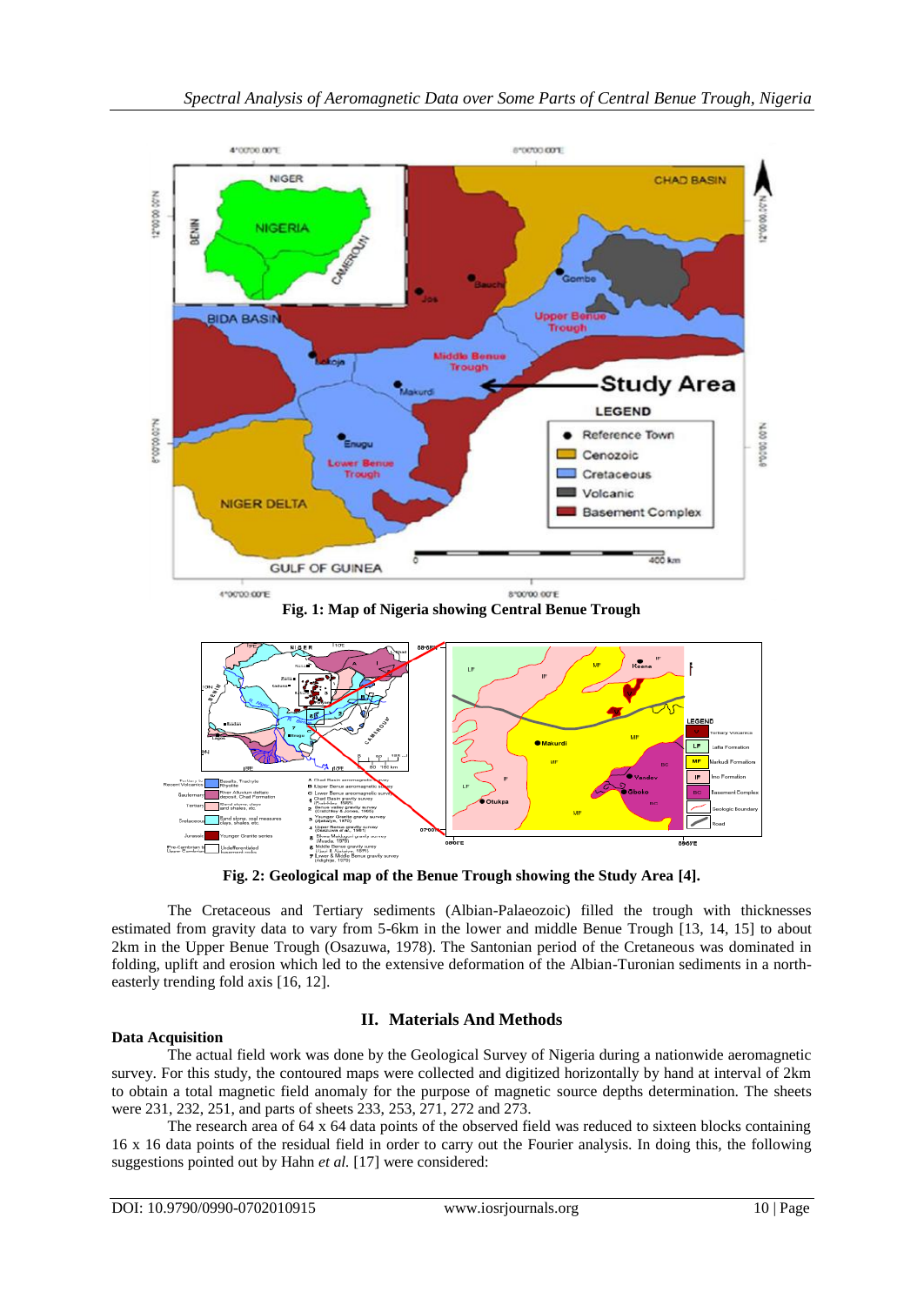Fig. 1: Map of Nigeria showing Central Benue Trough

Fig. 2: Geological map of the Benue Trough showing the Study Area [4].

The Cretaceous and Tertiary sediments (Albian-Palaeozoic) filled the trough with thicknesses estimated from gravity data to vary from 5-6km in the lower and middle Benue Trough [13, 14, 15] to about 2km in the Upper Benue Trough (Osazuwa, 1978). The Santonian period of the Cretaneous was dominated in folding, uplift and erosion which led to the extensive deformation of the Albian-Turonian sediments in a north-easterly trending fold axis [16, 12].

## II. Materials And Methods

### Data Acquisition

The actual field work was done by the Geological Survey of Nigeria during a nationwide aeromagnetic survey. For this study, the contoured maps were collected and digitized horizontally by hand at interval of 2km to obtain a total magnetic field anomaly for the purpose of magnetic source depths determination. The sheets were 231, 232, 251, and parts of sheets 233, 253, 271, 272 and 273.

The research area of 64 x 64 data points of the observed field was reduced to sixteen blocks containing 16 x 16 data points of the residual field in order to carry out the Fourier analysis. In doing this, the following suggestions pointed out by Hahn *et al.* [17] were considered: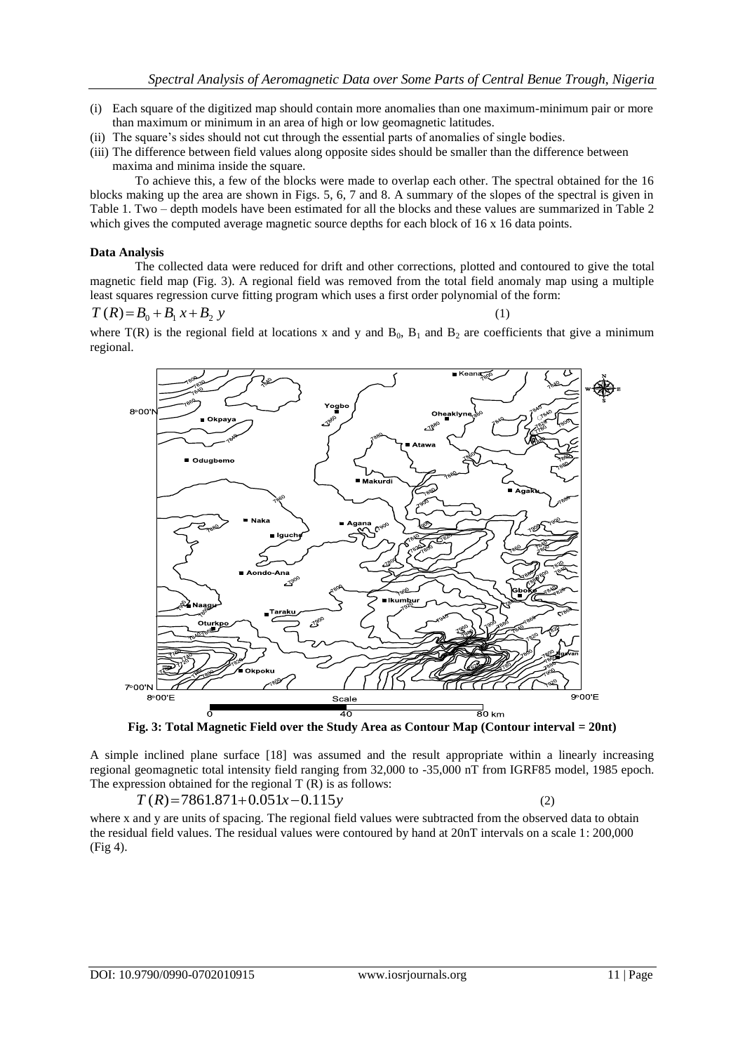(i) Each square of the digitized map should contain more anomalies than one maximum-minimum pair or more than maximum or minimum in an area of high or low geomagnetic latitudes.
(ii) The square's sides should not cut through the essential parts of anomalies of single bodies.
(iii) The difference between field values along opposite sides should be smaller than the difference between maxima and minima inside the square.

To achieve this, a few of the blocks were made to overlap each other. The spectral obtained for the 16 blocks making up the area are shown in Figs. 5, 6, 7 and 8. A summary of the slopes of the spectral is given in Table 1. Two – depth models have been estimated for all the blocks and these values are summarized in Table 2 which gives the computed average magnetic source depths for each block of 16 x 16 data points.

**Data Analysis**

The collected data were reduced for drift and other corrections, plotted and contoured to give the total magnetic field map (Fig. 3). A regional field was removed from the total field anomaly map using a multiple least squares regression curve fitting program which uses a first order polynomial of the form:

$$T(R) = B_0 + B_1 x + B_2 y \tag{1}$$

where T(R) is the regional field at locations x and y and $B_0$, $B_1$ and $B_2$ are coefficients that give a minimum regional.

**Fig. 3: Total Magnetic Field over the Study Area as Contour Map (Contour interval = 20nt)**

A simple inclined plane surface [18] was assumed and the result appropriate within a linearly increasing regional geomagnetic total intensity field ranging from 32,000 to -35,000 nT from IGRF85 model, 1985 epoch. The expression obtained for the regional T (R) is as follows:

$$T(R) = 7861.871 + 0.051x - 0.115y \tag{2}$$

where x and y are units of spacing. The regional field values were subtracted from the observed data to obtain the residual field values. The residual values were contoured by hand at 20nT intervals on a scale 1: 200,000 (Fig 4).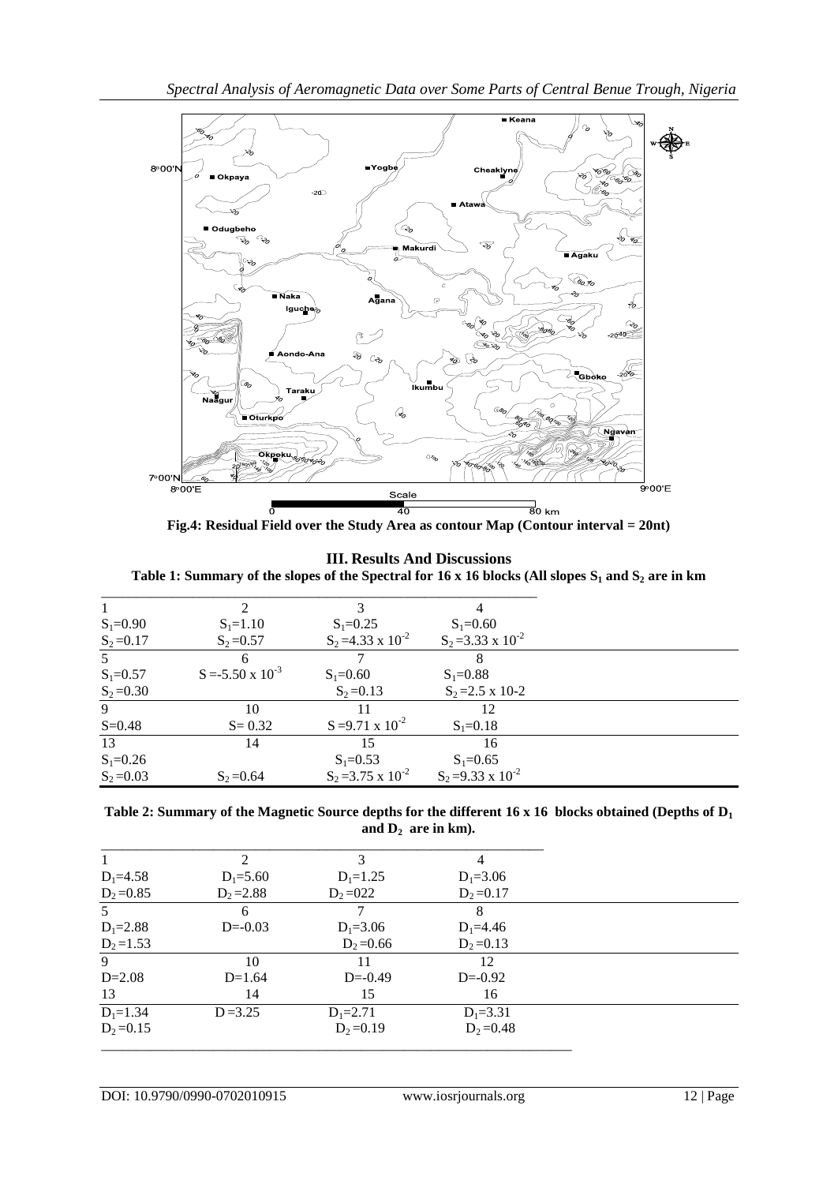Fig.4: Residual Field over the Study Area as contour Map (Contour interval = 20nt)

## III. Results And Discussions

**Table 1: Summary of the slopes of the Spectral for 16 x 16 blocks (All slopes $S_1$ and $S_2$ are in km**

| 1 | 2 | 3 | 4 |
|---|---|---|---|
| $S_1$=0.90 | $S_1$=1.10 | $S_1$=0.25 | $S_1$=0.60 |
| $S_2$=0.17 | $S_2$=0.57 | $S_2$=4.33 x $10^{-2}$ | $S_2$=3.33 x $10^{-2}$ |
| 5 | 6 | 7 | 8 |
| $S_1$=0.57 | S =-5.50 x $10^{-3}$ | $S_1$=0.60 | $S_1$=0.88 |
| $S_2$=0.30 | | $S_2$=0.13 | $S_2$=2.5 x 10-2 |
| 9 | 10 | 11 | 12 |
| S=0.48 | S= 0.32 | S =9.71 x $10^{-2}$ | $S_1$=0.18 |
| 13 | 14 | 15 | 16 |
| $S_1$=0.26 | | $S_1$=0.53 | $S_1$=0.65 |
| $S_2$=0.03 | $S_2$=0.64 | $S_2$=3.75 x $10^{-2}$ | $S_2$=9.33 x $10^{-2}$ |

**Table 2: Summary of the Magnetic Source depths for the different 16 x 16 blocks obtained (Depths of $D_1$ and $D_2$ are in km).**

| 1 | 2 | 3 | 4 |
|---|---|---|---|
| $D_1$=4.58 | $D_1$=5.60 | $D_1$=1.25 | $D_1$=3.06 |
| $D_2$=0.85 | $D_2$=2.88 | $D_2$=022 | $D_2$=0.17 |
| 5 | 6 | 7 | 8 |
| $D_1$=2.88 | D=-0.03 | $D_1$=3.06 | $D_1$=4.46 |
| $D_2$=1.53 | | $D_2$=0.66 | $D_2$=0.13 |
| 9 | 10 | 11 | 12 |
| D=2.08 | D=1.64 | D=-0.49 | D=-0.92 |
| 13 | 14 | 15 | 16 |
| $D_1$=1.34 | D =3.25 | $D_1$=2.71 | $D_1$=3.31 |
| $D_2$=0.15 | | $D_2$=0.19 | $D_2$=0.48 |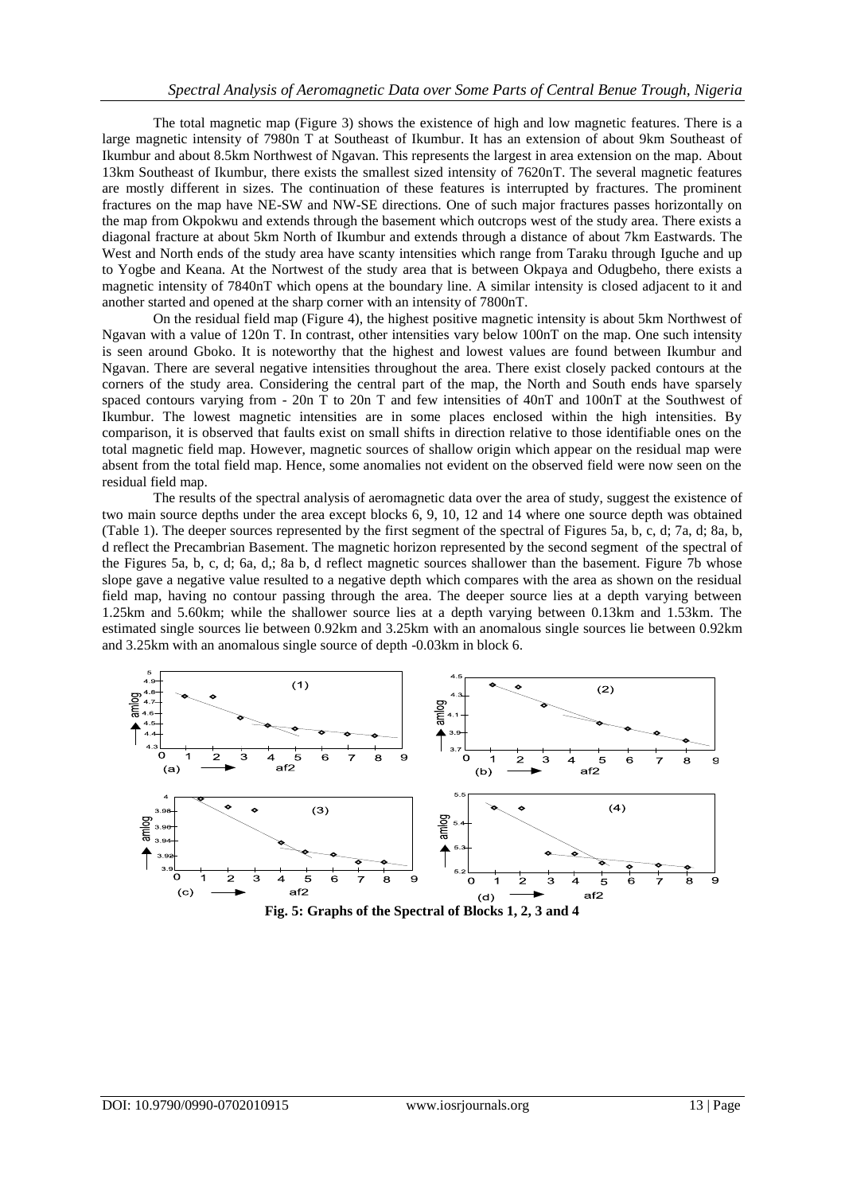The total magnetic map (Figure 3) shows the existence of high and low magnetic features. There is a large magnetic intensity of 7980n T at Southeast of Ikumbur. It has an extension of about 9km Southeast of Ikumbur and about 8.5km Northwest of Ngavan. This represents the largest in area extension on the map. About 13km Southeast of Ikumbur, there exists the smallest sized intensity of 7620nT. The several magnetic features are mostly different in sizes. The continuation of these features is interrupted by fractures. The prominent fractures on the map have NE-SW and NW-SE directions. One of such major fractures passes horizontally on the map from Okpokwu and extends through the basement which outcrops west of the study area. There exists a diagonal fracture at about 5km North of Ikumbur and extends through a distance of about 7km Eastwards. The West and North ends of the study area have scanty intensities which range from Taraku through Iguche and up to Yogbe and Keana. At the Nortwest of the study area that is between Okpaya and Odugbeho, there exists a magnetic intensity of 7840nT which opens at the boundary line. A similar intensity is closed adjacent to it and another started and opened at the sharp corner with an intensity of 7800nT.

On the residual field map (Figure 4), the highest positive magnetic intensity is about 5km Northwest of Ngavan with a value of 120n T. In contrast, other intensities vary below 100nT on the map. One such intensity is seen around Gboko. It is noteworthy that the highest and lowest values are found between Ikumbur and Ngavan. There are several negative intensities throughout the area. There exist closely packed contours at the corners of the study area. Considering the central part of the map, the North and South ends have sparsely spaced contours varying from - 20n T to 20n T and few intensities of 40nT and 100nT at the Southwest of Ikumbur. The lowest magnetic intensities are in some places enclosed within the high intensities. By comparison, it is observed that faults exist on small shifts in direction relative to those identifiable ones on the total magnetic field map. However, magnetic sources of shallow origin which appear on the residual map were absent from the total field map. Hence, some anomalies not evident on the observed field were now seen on the residual field map.

The results of the spectral analysis of aeromagnetic data over the area of study, suggest the existence of two main source depths under the area except blocks 6, 9, 10, 12 and 14 where one source depth was obtained (Table 1). The deeper sources represented by the first segment of the spectral of Figures 5a, b, c, d; 7a, d; 8a, b, d reflect the Precambrian Basement. The magnetic horizon represented by the second segment of the spectral of the Figures 5a, b, c, d; 6a, d,; 8a b, d reflect magnetic sources shallower than the basement. Figure 7b whose slope gave a negative value resulted to a negative depth which compares with the area as shown on the residual field map, having no contour passing through the area. The deeper source lies at a depth varying between 1.25km and 5.60km; while the shallower source lies at a depth varying between 0.13km and 1.53km. The estimated single sources lie between 0.92km and 3.25km with an anomalous single sources lie between 0.92km and 3.25km with an anomalous single source of depth -0.03km in block 6.

**Fig. 5: Graphs of the Spectral of Blocks 1, 2, 3 and 4**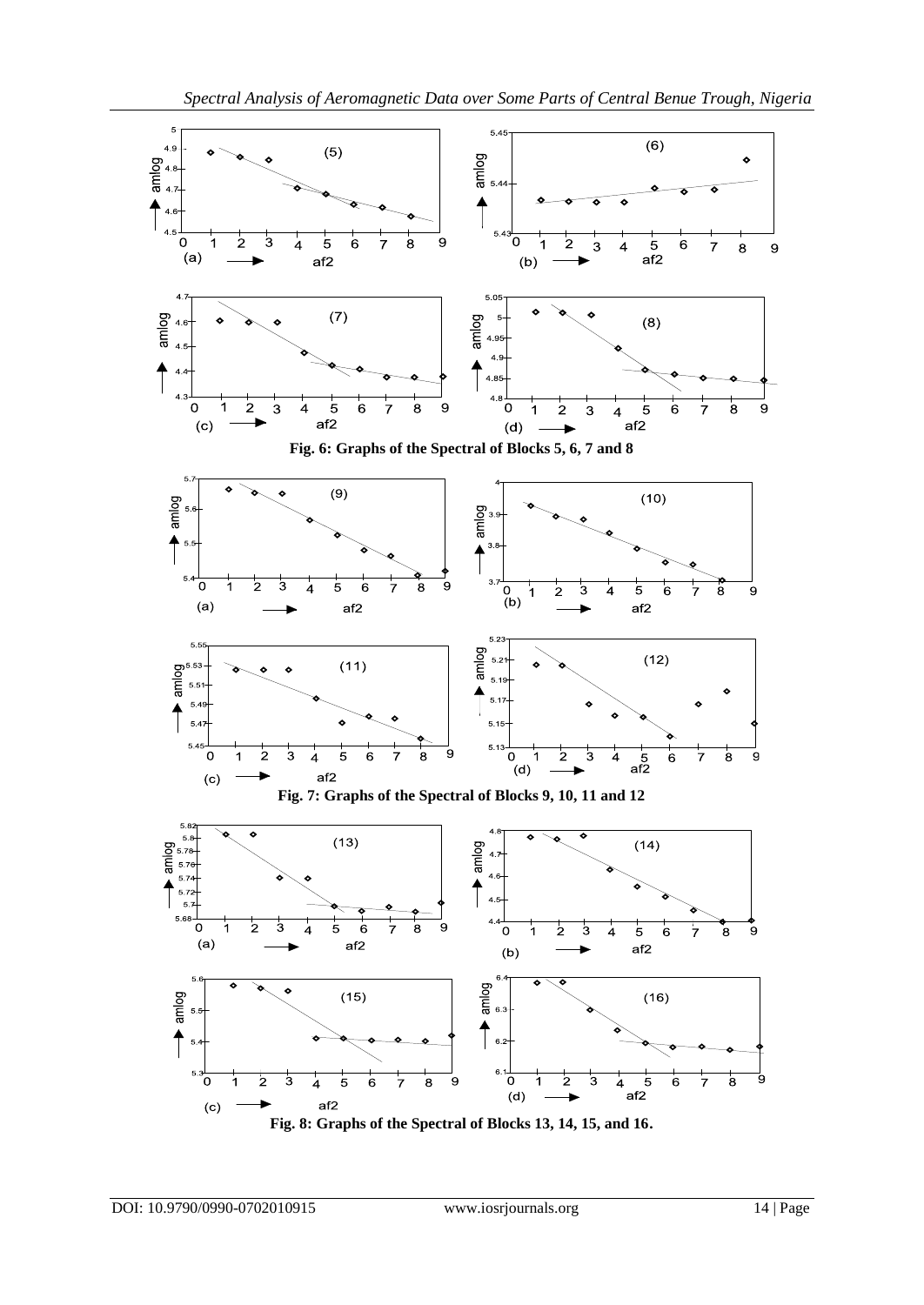Fig. 6: Graphs of the Spectral of Blocks 5, 6, 7 and 8

Fig. 7: Graphs of the Spectral of Blocks 9, 10, 11 and 12

Fig. 8: Graphs of the Spectral of Blocks 13, 14, 15, and 16.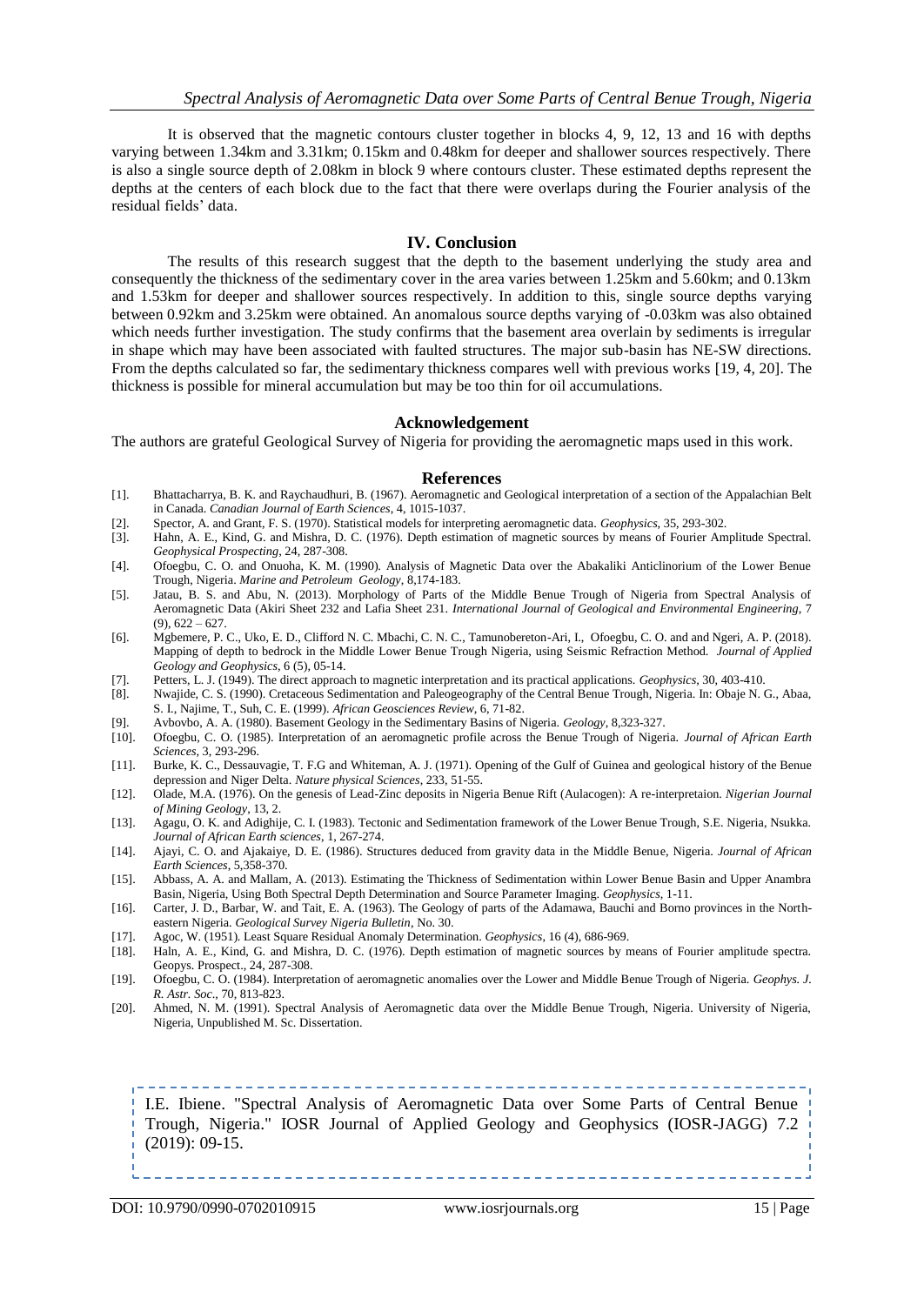It is observed that the magnetic contours cluster together in blocks 4, 9, 12, 13 and 16 with depths varying between 1.34km and 3.31km; 0.15km and 0.48km for deeper and shallower sources respectively. There is also a single source depth of 2.08km in block 9 where contours cluster. These estimated depths represent the depths at the centers of each block due to the fact that there were overlaps during the Fourier analysis of the residual fields' data.

## IV. Conclusion

The results of this research suggest that the depth to the basement underlying the study area and consequently the thickness of the sedimentary cover in the area varies between 1.25km and 5.60km; and 0.13km and 1.53km for deeper and shallower sources respectively. In addition to this, single source depths varying between 0.92km and 3.25km were obtained. An anomalous source depths varying of -0.03km was also obtained which needs further investigation. The study confirms that the basement area overlain by sediments is irregular in shape which may have been associated with faulted structures. The major sub-basin has NE-SW directions. From the depths calculated so far, the sedimentary thickness compares well with previous works [19, 4, 20]. The thickness is possible for mineral accumulation but may be too thin for oil accumulations.

## Acknowledgement

The authors are grateful Geological Survey of Nigeria for providing the aeromagnetic maps used in this work.

## References

[1]. Bhattacharrya, B. K. and Raychaudhuri, B. (1967). Aeromagnetic and Geological interpretation of a section of the Appalachian Belt in Canada. *Canadian Journal of Earth Sciences*, 4, 1015-1037.

[2]. Spector, A. and Grant, F. S. (1970). Statistical models for interpreting aeromagnetic data. *Geophysics*, 35, 293-302.

[3]. Hahn, A. E., Kind, G. and Mishra, D. C. (1976). Depth estimation of magnetic sources by means of Fourier Amplitude Spectral. *Geophysical Prospecting*, 24, 287-308.

[4]. Ofoegbu, C. O. and Onuoha, K. M. (1990). Analysis of Magnetic Data over the Abakaliki Anticlinorium of the Lower Benue Trough, Nigeria. *Marine and Petroleum Geology*, 8,174-183.

[5]. Jatau, B. S. and Abu, N. (2013). Morphology of Parts of the Middle Benue Trough of Nigeria from Spectral Analysis of Aeromagnetic Data (Akiri Sheet 232 and Lafia Sheet 231. *International Journal of Geological and Environmental Engineering*, 7 (9), 622 – 627.

[6]. Mgbemere, P. C., Uko, E. D., Clifford N. C. Mbachi, C. N. C., Tamunobereton-Ari, I., Ofoegbu, C. O. and and Ngeri, A. P. (2018). Mapping of depth to bedrock in the Middle Lower Benue Trough Nigeria, using Seismic Refraction Method. *Journal of Applied Geology and Geophysics*, 6 (5), 05-14.

[7]. Petters, L. J. (1949). The direct approach to magnetic interpretation and its practical applications. *Geophysics*, 30, 403-410.

[8]. Nwajide, C. S. (1990). Cretaceous Sedimentation and Paleogeography of the Central Benue Trough, Nigeria. In: Obaje N. G., Abaa, S. I., Najime, T., Suh, C. E. (1999). *African Geosciences Review*, 6, 71-82.

[9]. Avbovbo, A. A. (1980). Basement Geology in the Sedimentary Basins of Nigeria. *Geology*, 8,323-327.

[10]. Ofoegbu, C. O. (1985). Interpretation of an aeromagnetic profile across the Benue Trough of Nigeria. *Journal of African Earth Sciences*, 3, 293-296.

[11]. Burke, K. C., Dessauvagie, T. F.G and Whiteman, A. J. (1971). Opening of the Gulf of Guinea and geological history of the Benue depression and Niger Delta. *Nature physical Sciences*, 233, 51-55.

[12]. Olade, M.A. (1976). On the genesis of Lead-Zinc deposits in Nigeria Benue Rift (Aulacogen): A re-interpretaion. *Nigerian Journal of Mining Geology*, 13, 2.

[13]. Agagu, O. K. and Adighije, C. I. (1983). Tectonic and Sedimentation framework of the Lower Benue Trough, S.E. Nigeria, Nsukka. *Journal of African Earth sciences*, 1, 267-274.

[14]. Ajayi, C. O. and Ajakaiye, D. E. (1986). Structures deduced from gravity data in the Middle Benue, Nigeria. *Journal of African Earth Sciences*, 5,358-370.

[15]. Abbass, A. A. and Mallam, A. (2013). Estimating the Thickness of Sedimentation within Lower Benue Basin and Upper Anambra Basin, Nigeria, Using Both Spectral Depth Determination and Source Parameter Imaging. *Geophysics*, 1-11.

[16]. Carter, J. D., Barbar, W. and Tait, E. A. (1963). The Geology of parts of the Adamawa, Bauchi and Borno provinces in the North-eastern Nigeria. *Geological Survey Nigeria Bulletin*, No. 30.

[17]. Agoc, W. (1951). Least Square Residual Anomaly Determination. *Geophysics*, 16 (4), 686-969.

[18]. Haln, A. E., Kind, G. and Mishra, D. C. (1976). Depth estimation of magnetic sources by means of Fourier amplitude spectra. Geopys. Prospect., 24, 287-308.

[19]. Ofoegbu, C. O. (1984). Interpretation of aeromagnetic anomalies over the Lower and Middle Benue Trough of Nigeria. *Geophys. J. R. Astr. Soc*., 70, 813-823.

[20]. Ahmed, N. M. (1991). Spectral Analysis of Aeromagnetic data over the Middle Benue Trough, Nigeria. University of Nigeria, Nigeria, Unpublished M. Sc. Dissertation.

I.E. Ibiene. "Spectral Analysis of Aeromagnetic Data over Some Parts of Central Benue Trough, Nigeria." IOSR Journal of Applied Geology and Geophysics (IOSR-JAGG) 7.2 (2019): 09-15.